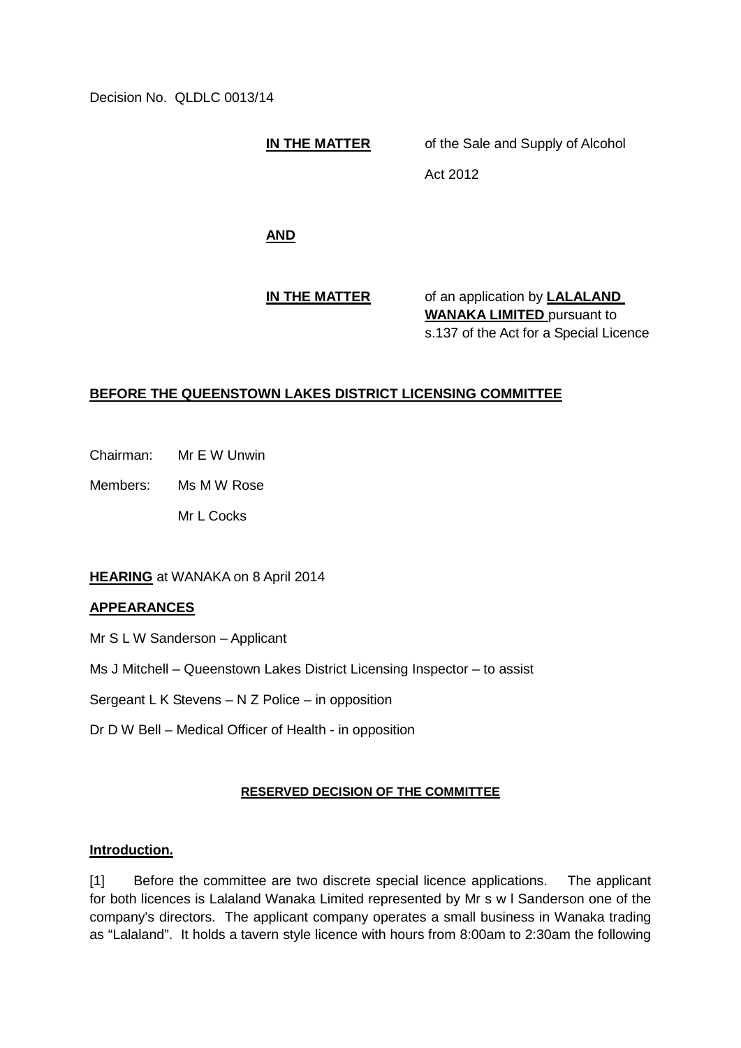Decision No. QLDLC 0013/14

**IN THE MATTER** of the Sale and Supply of Alcohol Act 2012

**AND**

**IN THE MATTER** of an application by **LALALAND WANAKA LIMITED** pursuant to s.137 of the Act for a Special Licence

**BEFORE THE QUEENSTOWN LAKES DISTRICT LICENSING COMMITTEE**

Chairman: Mr E W Unwin

Members: Ms M W Rose

Mr L Cocks

**HEARING** at WANAKA on 8 April 2014

**APPEARANCES**

Mr S L W Sanderson – Applicant

Ms J Mitchell – Queenstown Lakes District Licensing Inspector – to assist

Sergeant L K Stevens – N Z Police – in opposition

Dr D W Bell – Medical Officer of Health - in opposition

**RESERVED DECISION OF THE COMMITTEE**

**Introduction.**

[1] Before the committee are two discrete special licence applications. The applicant for both licences is Lalaland Wanaka Limited represented by Mr s w l Sanderson one of the company's directors. The applicant company operates a small business in Wanaka trading as "Lalaland". It holds a tavern style licence with hours from 8:00am to 2:30am the following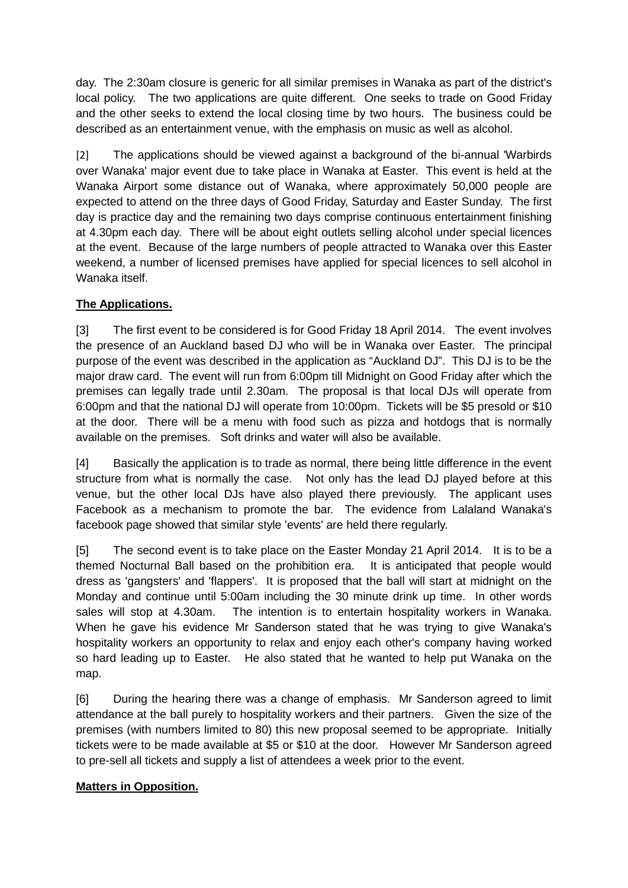day. The 2:30am closure is generic for all similar premises in Wanaka as part of the district's local policy. The two applications are quite different. One seeks to trade on Good Friday and the other seeks to extend the local closing time by two hours. The business could be described as an entertainment venue, with the emphasis on music as well as alcohol.

[2] The applications should be viewed against a background of the bi-annual 'Warbirds over Wanaka' major event due to take place in Wanaka at Easter. This event is held at the Wanaka Airport some distance out of Wanaka, where approximately 50,000 people are expected to attend on the three days of Good Friday, Saturday and Easter Sunday. The first day is practice day and the remaining two days comprise continuous entertainment finishing at 4.30pm each day. There will be about eight outlets selling alcohol under special licences at the event. Because of the large numbers of people attracted to Wanaka over this Easter weekend, a number of licensed premises have applied for special licences to sell alcohol in Wanaka itself.

**The Applications.**

[3] The first event to be considered is for Good Friday 18 April 2014. The event involves the presence of an Auckland based DJ who will be in Wanaka over Easter. The principal purpose of the event was described in the application as "Auckland DJ". This DJ is to be the major draw card. The event will run from 6:00pm till Midnight on Good Friday after which the premises can legally trade until 2.30am. The proposal is that local DJs will operate from 6:00pm and that the national DJ will operate from 10:00pm. Tickets will be $5 presold or $10 at the door. There will be a menu with food such as pizza and hotdogs that is normally available on the premises. Soft drinks and water will also be available.

[4] Basically the application is to trade as normal, there being little difference in the event structure from what is normally the case. Not only has the lead DJ played before at this venue, but the other local DJs have also played there previously. The applicant uses Facebook as a mechanism to promote the bar. The evidence from Lalaland Wanaka's facebook page showed that similar style 'events' are held there regularly.

[5] The second event is to take place on the Easter Monday 21 April 2014. It is to be a themed Nocturnal Ball based on the prohibition era. It is anticipated that people would dress as 'gangsters' and 'flappers'. It is proposed that the ball will start at midnight on the Monday and continue until 5:00am including the 30 minute drink up time. In other words sales will stop at 4.30am. The intention is to entertain hospitality workers in Wanaka. When he gave his evidence Mr Sanderson stated that he was trying to give Wanaka's hospitality workers an opportunity to relax and enjoy each other's company having worked so hard leading up to Easter. He also stated that he wanted to help put Wanaka on the map.

[6] During the hearing there was a change of emphasis. Mr Sanderson agreed to limit attendance at the ball purely to hospitality workers and their partners. Given the size of the premises (with numbers limited to 80) this new proposal seemed to be appropriate. Initially tickets were to be made available at $5 or $10 at the door. However Mr Sanderson agreed to pre-sell all tickets and supply a list of attendees a week prior to the event.

**Matters in Opposition.**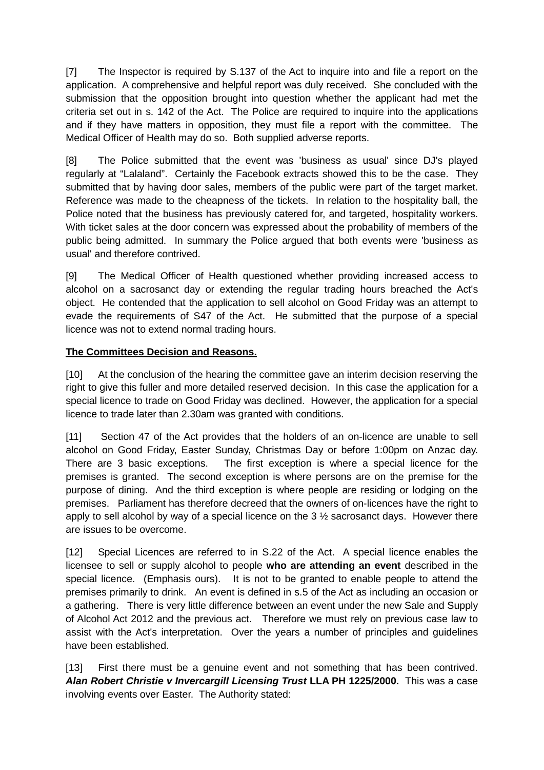[7] The Inspector is required by S.137 of the Act to inquire into and file a report on the application. A comprehensive and helpful report was duly received. She concluded with the submission that the opposition brought into question whether the applicant had met the criteria set out in s. 142 of the Act. The Police are required to inquire into the applications and if they have matters in opposition, they must file a report with the committee. The Medical Officer of Health may do so. Both supplied adverse reports.

[8] The Police submitted that the event was 'business as usual' since DJ's played regularly at "Lalaland". Certainly the Facebook extracts showed this to be the case. They submitted that by having door sales, members of the public were part of the target market. Reference was made to the cheapness of the tickets. In relation to the hospitality ball, the Police noted that the business has previously catered for, and targeted, hospitality workers. With ticket sales at the door concern was expressed about the probability of members of the public being admitted. In summary the Police argued that both events were 'business as usual' and therefore contrived.

[9] The Medical Officer of Health questioned whether providing increased access to alcohol on a sacrosanct day or extending the regular trading hours breached the Act's object. He contended that the application to sell alcohol on Good Friday was an attempt to evade the requirements of S47 of the Act. He submitted that the purpose of a special licence was not to extend normal trading hours.

**<u>The Committees Decision and Reasons.</u>**

[10] At the conclusion of the hearing the committee gave an interim decision reserving the right to give this fuller and more detailed reserved decision. In this case the application for a special licence to trade on Good Friday was declined. However, the application for a special licence to trade later than 2.30am was granted with conditions.

[11] Section 47 of the Act provides that the holders of an on-licence are unable to sell alcohol on Good Friday, Easter Sunday, Christmas Day or before 1:00pm on Anzac day. There are 3 basic exceptions. The first exception is where a special licence for the premises is granted. The second exception is where persons are on the premise for the purpose of dining. And the third exception is where people are residing or lodging on the premises. Parliament has therefore decreed that the owners of on-licences have the right to apply to sell alcohol by way of a special licence on the 3 ½ sacrosanct days. However there are issues to be overcome.

[12] Special Licences are referred to in S.22 of the Act. A special licence enables the licensee to sell or supply alcohol to people **who are attending an event** described in the special licence. (Emphasis ours). It is not to be granted to enable people to attend the premises primarily to drink. An event is defined in s.5 of the Act as including an occasion or a gathering. There is very little difference between an event under the new Sale and Supply of Alcohol Act 2012 and the previous act. Therefore we must rely on previous case law to assist with the Act's interpretation. Over the years a number of principles and guidelines have been established.

[13] First there must be a genuine event and not something that has been contrived. ***Alan Robert Christie v Invercargill Licensing Trust*** **LLA PH 1225/2000.** This was a case involving events over Easter. The Authority stated: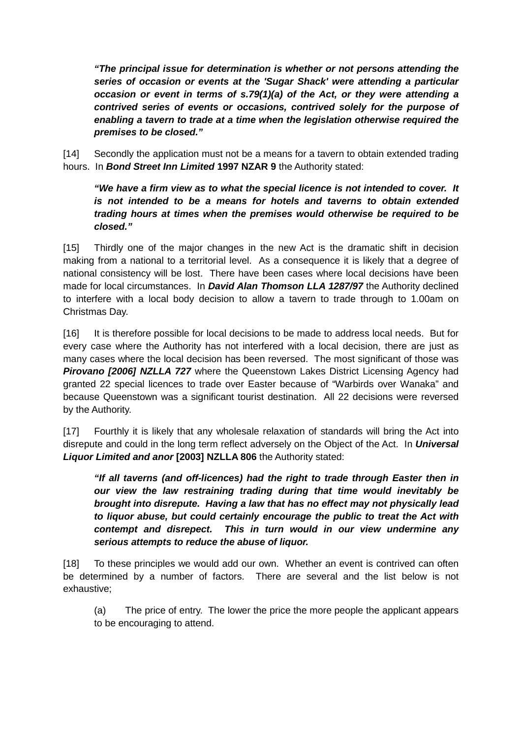> ***"The principal issue for determination is whether or not persons attending the series of occasion or events at the 'Sugar Shack' were attending a particular occasion or event in terms of s.79(1)(a) of the Act, or they were attending a contrived series of events or occasions, contrived solely for the purpose of enabling a tavern to trade at a time when the legislation otherwise required the premises to be closed."***

[14] Secondly the application must not be a means for a tavern to obtain extended trading hours. In ***Bond Street Inn Limited*** **1997 NZAR 9** the Authority stated:

> ***"We have a firm view as to what the special licence is not intended to cover. It is not intended to be a means for hotels and taverns to obtain extended trading hours at times when the premises would otherwise be required to be closed."***

[15] Thirdly one of the major changes in the new Act is the dramatic shift in decision making from a national to a territorial level. As a consequence it is likely that a degree of national consistency will be lost. There have been cases where local decisions have been made for local circumstances. In ***David Alan Thomson LLA 1287/97*** the Authority declined to interfere with a local body decision to allow a tavern to trade through to 1.00am on Christmas Day.

[16] It is therefore possible for local decisions to be made to address local needs. But for every case where the Authority has not interfered with a local decision, there are just as many cases where the local decision has been reversed. The most significant of those was ***Pirovano [2006] NZLLA 727*** where the Queenstown Lakes District Licensing Agency had granted 22 special licences to trade over Easter because of "Warbirds over Wanaka" and because Queenstown was a significant tourist destination. All 22 decisions were reversed by the Authority.

[17] Fourthly it is likely that any wholesale relaxation of standards will bring the Act into disrepute and could in the long term reflect adversely on the Object of the Act. In ***Universal Liquor Limited and anor*** **[2003] NZLLA 806** the Authority stated:

> ***"If all taverns (and off-licences) had the right to trade through Easter then in our view the law restraining trading during that time would inevitably be brought into disrepute. Having a law that has no effect may not physically lead to liquor abuse, but could certainly encourage the public to treat the Act with contempt and disrepect. This in turn would in our view undermine any serious attempts to reduce the abuse of liquor.***

[18] To these principles we would add our own. Whether an event is contrived can often be determined by a number of factors. There are several and the list below is not exhaustive;

(a) The price of entry. The lower the price the more people the applicant appears to be encouraging to attend.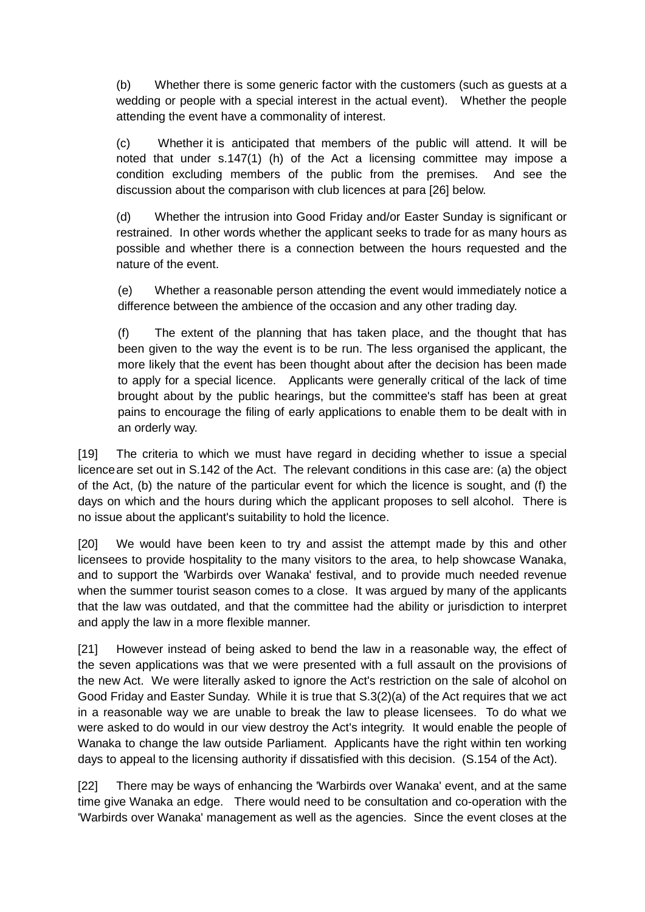(b) Whether there is some generic factor with the customers (such as guests at a wedding or people with a special interest in the actual event). Whether the people attending the event have a commonality of interest.

(c) Whether it is anticipated that members of the public will attend. It will be noted that under s.147(1) (h) of the Act a licensing committee may impose a condition excluding members of the public from the premises. And see the discussion about the comparison with club licences at para [26] below.

(d) Whether the intrusion into Good Friday and/or Easter Sunday is significant or restrained. In other words whether the applicant seeks to trade for as many hours as possible and whether there is a connection between the hours requested and the nature of the event.

(e) Whether a reasonable person attending the event would immediately notice a difference between the ambience of the occasion and any other trading day.

(f) The extent of the planning that has taken place, and the thought that has been given to the way the event is to be run. The less organised the applicant, the more likely that the event has been thought about after the decision has been made to apply for a special licence. Applicants were generally critical of the lack of time brought about by the public hearings, but the committee's staff has been at great pains to encourage the filing of early applications to enable them to be dealt with in an orderly way.

[19] The criteria to which we must have regard in deciding whether to issue a special licence are set out in S.142 of the Act. The relevant conditions in this case are: (a) the object of the Act, (b) the nature of the particular event for which the licence is sought, and (f) the days on which and the hours during which the applicant proposes to sell alcohol. There is no issue about the applicant's suitability to hold the licence.

[20] We would have been keen to try and assist the attempt made by this and other licensees to provide hospitality to the many visitors to the area, to help showcase Wanaka, and to support the 'Warbirds over Wanaka' festival, and to provide much needed revenue when the summer tourist season comes to a close. It was argued by many of the applicants that the law was outdated, and that the committee had the ability or jurisdiction to interpret and apply the law in a more flexible manner.

[21] However instead of being asked to bend the law in a reasonable way, the effect of the seven applications was that we were presented with a full assault on the provisions of the new Act. We were literally asked to ignore the Act's restriction on the sale of alcohol on Good Friday and Easter Sunday. While it is true that S.3(2)(a) of the Act requires that we act in a reasonable way we are unable to break the law to please licensees. To do what we were asked to do would in our view destroy the Act's integrity. It would enable the people of Wanaka to change the law outside Parliament. Applicants have the right within ten working days to appeal to the licensing authority if dissatisfied with this decision. (S.154 of the Act).

[22] There may be ways of enhancing the 'Warbirds over Wanaka' event, and at the same time give Wanaka an edge. There would need to be consultation and co-operation with the 'Warbirds over Wanaka' management as well as the agencies. Since the event closes at the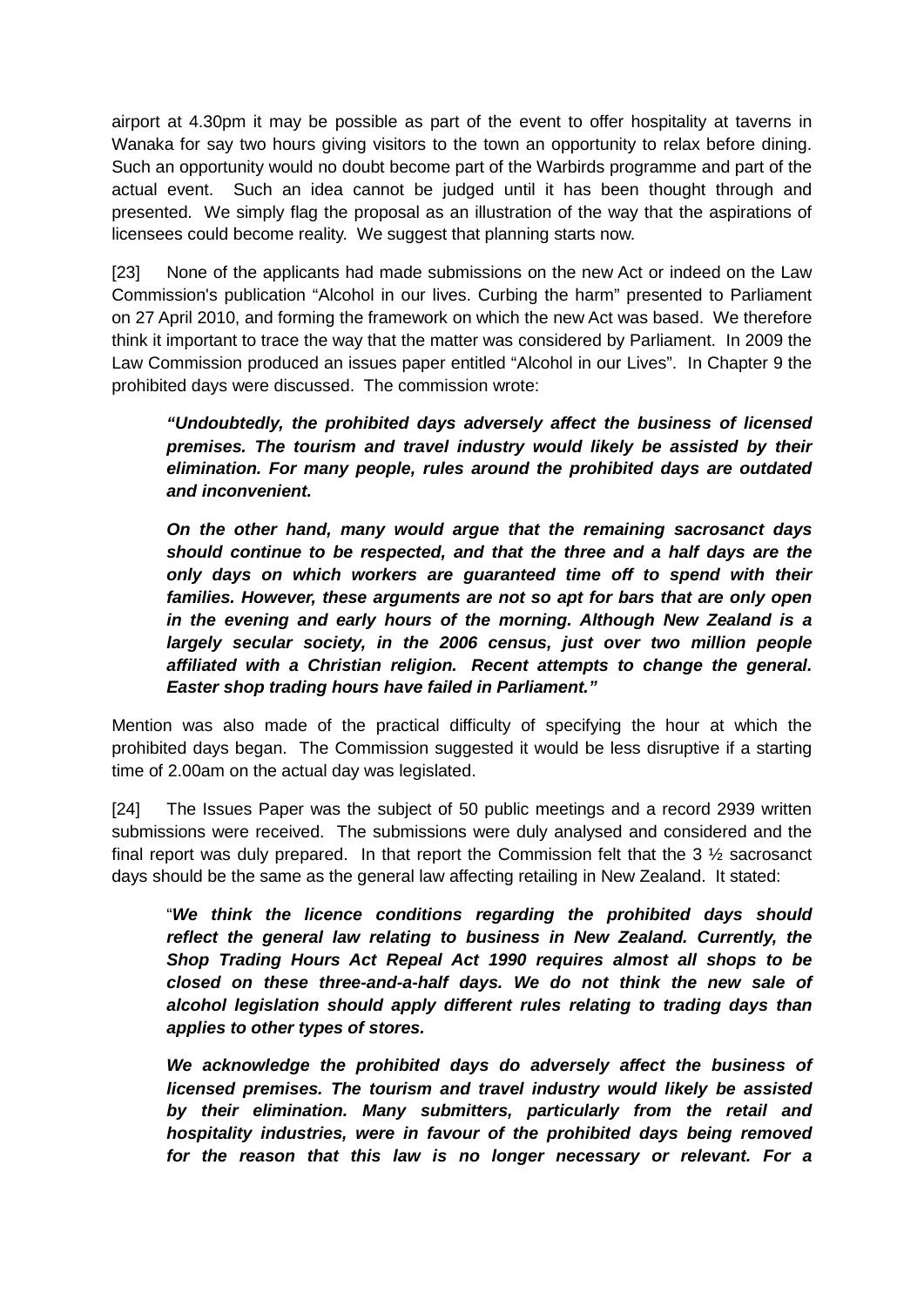airport at 4.30pm it may be possible as part of the event to offer hospitality at taverns in Wanaka for say two hours giving visitors to the town an opportunity to relax before dining. Such an opportunity would no doubt become part of the Warbirds programme and part of the actual event. Such an idea cannot be judged until it has been thought through and presented. We simply flag the proposal as an illustration of the way that the aspirations of licensees could become reality. We suggest that planning starts now.

[23] None of the applicants had made submissions on the new Act or indeed on the Law Commission's publication "Alcohol in our lives. Curbing the harm" presented to Parliament on 27 April 2010, and forming the framework on which the new Act was based. We therefore think it important to trace the way that the matter was considered by Parliament. In 2009 the Law Commission produced an issues paper entitled "Alcohol in our Lives". In Chapter 9 the prohibited days were discussed. The commission wrote:

> ***"Undoubtedly, the prohibited days adversely affect the business of licensed premises. The tourism and travel industry would likely be assisted by their elimination. For many people, rules around the prohibited days are outdated and inconvenient.***
>
> ***On the other hand, many would argue that the remaining sacrosanct days should continue to be respected, and that the three and a half days are the only days on which workers are guaranteed time off to spend with their families. However, these arguments are not so apt for bars that are only open in the evening and early hours of the morning. Although New Zealand is a largely secular society, in the 2006 census, just over two million people affiliated with a Christian religion. Recent attempts to change the general. Easter shop trading hours have failed in Parliament."***

Mention was also made of the practical difficulty of specifying the hour at which the prohibited days began. The Commission suggested it would be less disruptive if a starting time of 2.00am on the actual day was legislated.

[24] The Issues Paper was the subject of 50 public meetings and a record 2939 written submissions were received. The submissions were duly analysed and considered and the final report was duly prepared. In that report the Commission felt that the 3 ½ sacrosanct days should be the same as the general law affecting retailing in New Zealand. It stated:

> "***We think the licence conditions regarding the prohibited days should reflect the general law relating to business in New Zealand. Currently, the Shop Trading Hours Act Repeal Act 1990 requires almost all shops to be closed on these three-and-a-half days. We do not think the new sale of alcohol legislation should apply different rules relating to trading days than applies to other types of stores.***
>
> ***We acknowledge the prohibited days do adversely affect the business of licensed premises. The tourism and travel industry would likely be assisted by their elimination. Many submitters, particularly from the retail and hospitality industries, were in favour of the prohibited days being removed for the reason that this law is no longer necessary or relevant. For a***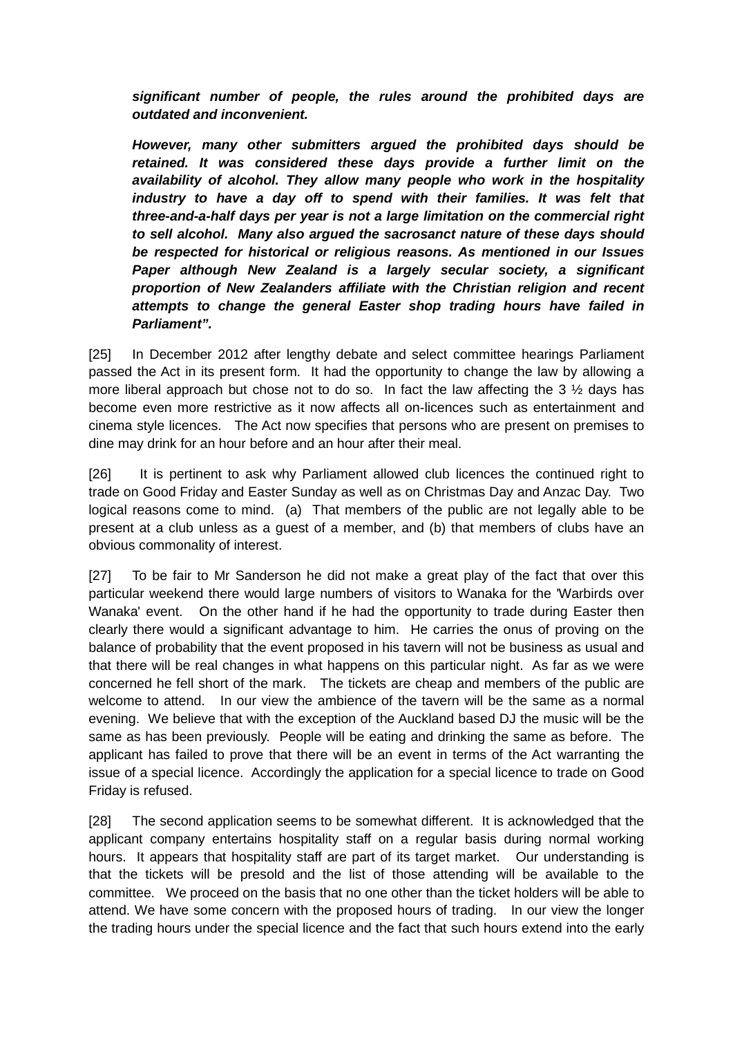***significant number of people, the rules around the prohibited days are outdated and inconvenient.***

***However, many other submitters argued the prohibited days should be retained. It was considered these days provide a further limit on the availability of alcohol. They allow many people who work in the hospitality industry to have a day off to spend with their families. It was felt that three-and-a-half days per year is not a large limitation on the commercial right to sell alcohol. Many also argued the sacrosanct nature of these days should be respected for historical or religious reasons. As mentioned in our Issues Paper although New Zealand is a largely secular society, a significant proportion of New Zealanders affiliate with the Christian religion and recent attempts to change the general Easter shop trading hours have failed in Parliament".***

[25] In December 2012 after lengthy debate and select committee hearings Parliament passed the Act in its present form. It had the opportunity to change the law by allowing a more liberal approach but chose not to do so. In fact the law affecting the 3 ½ days has become even more restrictive as it now affects all on-licences such as entertainment and cinema style licences. The Act now specifies that persons who are present on premises to dine may drink for an hour before and an hour after their meal.

[26] It is pertinent to ask why Parliament allowed club licences the continued right to trade on Good Friday and Easter Sunday as well as on Christmas Day and Anzac Day. Two logical reasons come to mind. (a) That members of the public are not legally able to be present at a club unless as a guest of a member, and (b) that members of clubs have an obvious commonality of interest.

[27] To be fair to Mr Sanderson he did not make a great play of the fact that over this particular weekend there would large numbers of visitors to Wanaka for the 'Warbirds over Wanaka' event. On the other hand if he had the opportunity to trade during Easter then clearly there would a significant advantage to him. He carries the onus of proving on the balance of probability that the event proposed in his tavern will not be business as usual and that there will be real changes in what happens on this particular night. As far as we were concerned he fell short of the mark. The tickets are cheap and members of the public are welcome to attend. In our view the ambience of the tavern will be the same as a normal evening. We believe that with the exception of the Auckland based DJ the music will be the same as has been previously. People will be eating and drinking the same as before. The applicant has failed to prove that there will be an event in terms of the Act warranting the issue of a special licence. Accordingly the application for a special licence to trade on Good Friday is refused.

[28] The second application seems to be somewhat different. It is acknowledged that the applicant company entertains hospitality staff on a regular basis during normal working hours. It appears that hospitality staff are part of its target market. Our understanding is that the tickets will be presold and the list of those attending will be available to the committee. We proceed on the basis that no one other than the ticket holders will be able to attend. We have some concern with the proposed hours of trading. In our view the longer the trading hours under the special licence and the fact that such hours extend into the early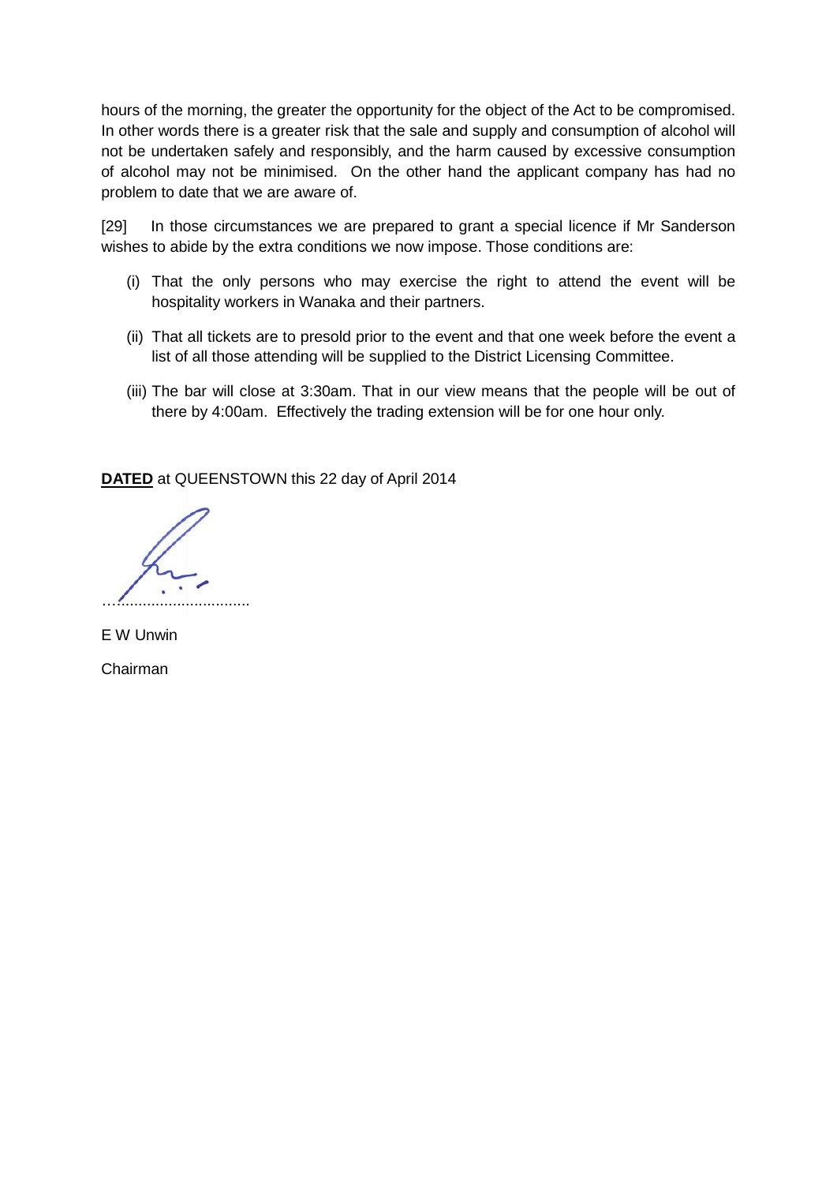hours of the morning, the greater the opportunity for the object of the Act to be compromised. In other words there is a greater risk that the sale and supply and consumption of alcohol will not be undertaken safely and responsibly, and the harm caused by excessive consumption of alcohol may not be minimised. On the other hand the applicant company has had no problem to date that we are aware of.

[29] In those circumstances we are prepared to grant a special licence if Mr Sanderson wishes to abide by the extra conditions we now impose. Those conditions are:

(i) That the only persons who may exercise the right to attend the event will be hospitality workers in Wanaka and their partners.

(ii) That all tickets are to presold prior to the event and that one week before the event a list of all those attending will be supplied to the District Licensing Committee.

(iii) The bar will close at 3:30am. That in our view means that the people will be out of there by 4:00am. Effectively the trading extension will be for one hour only.

**DATED** at QUEENSTOWN this 22 day of April 2014

.................................

E W Unwin

Chairman